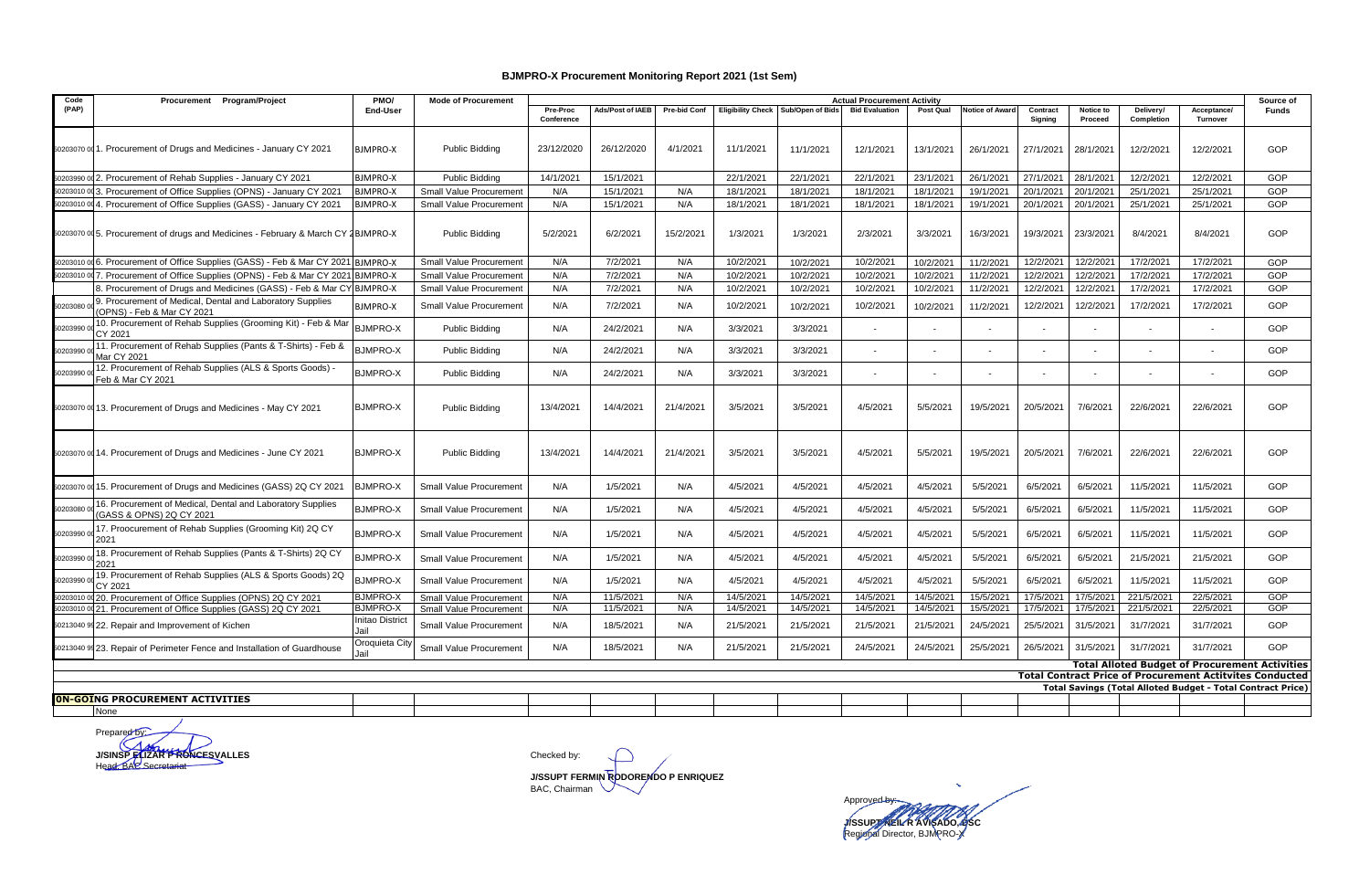# BJMPRO-X Procurement Monitoring Report 2021 (1st Sem)

| Code (PAP) | Procurement Program/Project | PMO/ End-User | Mode of Procurement | Actual Procurement Activity | | | | | | | | | | | | | Source of Funds |
|---|---|---|---|---|---|---|---|---|---|---|---|---|---|---|---|---|---|
| | | | | Pre-Proc Conference | Ads/Post of IAEB | Pre-bid Conf | Eligibility Check | Sub/Open of Bids | Bid Evaluation | Post Qual | Notice of Award | Contract Signing | Notice to Proceed | Delivery/ Completion | Acceptance/ Turnover | | |
| 50203070 00 | 1. Procurement of Drugs and Medicines - January CY 2021 | BJMPRO-X | Public Bidding | 23/12/2020 | 26/12/2020 | 4/1/2021 | 11/1/2021 | 11/1/2021 | 12/1/2021 | 13/1/2021 | 26/1/2021 | 27/1/2021 | 28/1/2021 | 12/2/2021 | 12/2/2021 | | GOP |
| 50203990 00 | 2. Procurement of Rehab Supplies - January CY 2021 | BJMPRO-X | Public Bidding | 14/1/2021 | 15/1/2021 | | 22/1/2021 | 22/1/2021 | 22/1/2021 | 23/1/2021 | 26/1/2021 | 27/1/2021 | 28/1/2021 | 12/2/2021 | 12/2/2021 | | GOP |
| 50203010 00 | 3. Procurement of Office Supplies (OPNS) - January CY 2021 | BJMPRO-X | Small Value Procurement | N/A | 15/1/2021 | N/A | 18/1/2021 | 18/1/2021 | 18/1/2021 | 18/1/2021 | 19/1/2021 | 20/1/2021 | 20/1/2021 | 25/1/2021 | 25/1/2021 | | GOP |
| 50203010 00 | 4. Procurement of Office Supplies (GASS) - January CY 2021 | BJMPRO-X | Small Value Procurement | N/A | 15/1/2021 | N/A | 18/1/2021 | 18/1/2021 | 18/1/2021 | 18/1/2021 | 19/1/2021 | 20/1/2021 | 20/1/2021 | 25/1/2021 | 25/1/2021 | | GOP |
| 50203070 00 | 5. Procurement of drugs and Medicines - February & March CY 2 | BJMPRO-X | Public Bidding | 5/2/2021 | 6/2/2021 | 15/2/2021 | 1/3/2021 | 1/3/2021 | 2/3/2021 | 3/3/2021 | 16/3/2021 | 19/3/2021 | 23/3/2021 | 8/4/2021 | 8/4/2021 | | GOP |
| 50203010 00 | 6. Procurement of Office Supplies (GASS) - Feb & Mar CY 2021 | BJMPRO-X | Small Value Procurement | N/A | 7/2/2021 | N/A | 10/2/2021 | 10/2/2021 | 10/2/2021 | 10/2/2021 | 11/2/2021 | 12/2/2021 | 12/2/2021 | 17/2/2021 | 17/2/2021 | | GOP |
| 50203010 00 | 7. Procurement of Office Supplies (OPNS) - Feb & Mar CY 2021 | BJMPRO-X | Small Value Procurement | N/A | 7/2/2021 | N/A | 10/2/2021 | 10/2/2021 | 10/2/2021 | 10/2/2021 | 11/2/2021 | 12/2/2021 | 12/2/2021 | 17/2/2021 | 17/2/2021 | | GOP |
| | 8. Procurement of Drugs and Medicines (GASS) - Feb & Mar CY | BJMPRO-X | Small Value Procurement | N/A | 7/2/2021 | N/A | 10/2/2021 | 10/2/2021 | 10/2/2021 | 10/2/2021 | 11/2/2021 | 12/2/2021 | 12/2/2021 | 17/2/2021 | 17/2/2021 | | GOP |
| 50203080 0 | 9. Procurement of Medical, Dental and Laboratory Supplies (OPNS) - Feb & Mar CY 2021 | BJMPRO-X | Small Value Procurement | N/A | 7/2/2021 | N/A | 10/2/2021 | 10/2/2021 | 10/2/2021 | 10/2/2021 | 11/2/2021 | 12/2/2021 | 12/2/2021 | 17/2/2021 | 17/2/2021 | | GOP |
| 50203990 0 | 10. Procurement of Rehab Supplies (Grooming Kit) - Feb & Mar CY 2021 | BJMPRO-X | Public Bidding | N/A | 24/2/2021 | N/A | 3/3/2021 | 3/3/2021 | - | - | - | - | - | - | - | | GOP |
| 50203990 0 | 11. Procurement of Rehab Supplies (Pants & T-Shirts) - Feb & Mar CY 2021 | BJMPRO-X | Public Bidding | N/A | 24/2/2021 | N/A | 3/3/2021 | 3/3/2021 | - | - | - | - | - | - | - | | GOP |
| 50203990 0 | 12. Procurement of Rehab Supplies (ALS & Sports Goods) - Feb & Mar CY 2021 | BJMPRO-X | Public Bidding | N/A | 24/2/2021 | N/A | 3/3/2021 | 3/3/2021 | - | - | - | - | - | - | - | | GOP |
| 50203070 00 | 13. Procurement of Drugs and Medicines - May CY 2021 | BJMPRO-X | Public Bidding | 13/4/2021 | 14/4/2021 | 21/4/2021 | 3/5/2021 | 3/5/2021 | 4/5/2021 | 5/5/2021 | 19/5/2021 | 20/5/2021 | 7/6/2021 | 22/6/2021 | 22/6/2021 | | GOP |
| 50203070 00 | 14. Procurement of Drugs and Medicines - June CY 2021 | BJMPRO-X | Public Bidding | 13/4/2021 | 14/4/2021 | 21/4/2021 | 3/5/2021 | 3/5/2021 | 4/5/2021 | 5/5/2021 | 19/5/2021 | 20/5/2021 | 7/6/2021 | 22/6/2021 | 22/6/2021 | | GOP |
| 50203070 00 | 15. Procurement of Drugs and Medicines (GASS) 2Q CY 2021 | BJMPRO-X | Small Value Procurement | N/A | 1/5/2021 | N/A | 4/5/2021 | 4/5/2021 | 4/5/2021 | 4/5/2021 | 5/5/2021 | 6/5/2021 | 6/5/2021 | 11/5/2021 | 11/5/2021 | | GOP |
| 50203080 0 | 16. Procurement of Medical, Dental and Laboratory Supplies (GASS & OPNS) 2Q CY 2021 | BJMPRO-X | Small Value Procurement | N/A | 1/5/2021 | N/A | 4/5/2021 | 4/5/2021 | 4/5/2021 | 4/5/2021 | 5/5/2021 | 6/5/2021 | 6/5/2021 | 11/5/2021 | 11/5/2021 | | GOP |
| 50203990 0 | 17. Proocurement of Rehab Supplies (Grooming Kit) 2Q CY 2021 | BJMPRO-X | Small Value Procurement | N/A | 1/5/2021 | N/A | 4/5/2021 | 4/5/2021 | 4/5/2021 | 4/5/2021 | 5/5/2021 | 6/5/2021 | 6/5/2021 | 11/5/2021 | 11/5/2021 | | GOP |
| 50203990 0 | 18. Procurement of Rehab Supplies (Pants & T-Shirts) 2Q CY 2021 | BJMPRO-X | Small Value Procurement | N/A | 1/5/2021 | N/A | 4/5/2021 | 4/5/2021 | 4/5/2021 | 4/5/2021 | 5/5/2021 | 6/5/2021 | 6/5/2021 | 21/5/2021 | 21/5/2021 | | GOP |
| 50203990 0 | 19. Procurement of Rehab Supplies (ALS & Sports Goods) 2Q CY 2021 | BJMPRO-X | Small Value Procurement | N/A | 1/5/2021 | N/A | 4/5/2021 | 4/5/2021 | 4/5/2021 | 4/5/2021 | 5/5/2021 | 6/5/2021 | 6/5/2021 | 11/5/2021 | 11/5/2021 | | GOP |
| 50203010 00 | 20. Procurement of Office Supplies (OPNS) 2Q CY 2021 | BJMPRO-X | Small Value Procurement | N/A | 11/5/2021 | N/A | 14/5/2021 | 14/5/2021 | 14/5/2021 | 14/5/2021 | 15/5/2021 | 17/5/2021 | 17/5/2021 | 221/5/2021 | 22/5/2021 | | GOP |
| 50203010 00 | 21. Procurement of Office Supplies (GASS) 2Q CY 2021 | BJMPRO-X | Small Value Procurement | N/A | 11/5/2021 | N/A | 14/5/2021 | 14/5/2021 | 14/5/2021 | 14/5/2021 | 15/5/2021 | 17/5/2021 | 17/5/2021 | 221/5/2021 | 22/5/2021 | | GOP |
| 50213040 99 | 22. Repair and Improvement of Kichen | Initao District Jail | Small Value Procurement | N/A | 18/5/2021 | N/A | 21/5/2021 | 21/5/2021 | 21/5/2021 | 21/5/2021 | 24/5/2021 | 25/5/2021 | 31/5/2021 | 31/7/2021 | 31/7/2021 | | GOP |
| 50213040 99 | 23. Repair of Perimeter Fence and Installation of Guardhouse | Oroquieta City Jail | Small Value Procurement | N/A | 18/5/2021 | N/A | 21/5/2021 | 21/5/2021 | 24/5/2021 | 24/5/2021 | 25/5/2021 | 26/5/2021 | 31/5/2021 | 31/7/2021 | 31/7/2021 | | GOP |
| | | | | | | | | | | | | | | | | **Total Alloted Budget of Procurement Activities** | |
| | | | | | | | | | | | | | | | | **Total Contract Price of Procurement Actitvites Conducted** | |
| | | | | | | | | | | | | | | | | **Total Savings (Total Alloted Budget - Total Contract Price)** | |
| | **ON-GOING PROCUREMENT ACTIVITIES** | | | | | | | | | | | | | | | | |
| | None | | | | | | | | | | | | | | | | |

Prepared by:

**J/SINSP ELIZAR P RONCESVALLES**
Head, BAC Secretariat

Checked by:

**J/SSUPT FERMIN RODORENDO P ENRIQUEZ**
BAC, Chairman

Approved by:

**J/SSUPT NEIL R AVISADO, DSC**
Regional Director, BJMPRO-X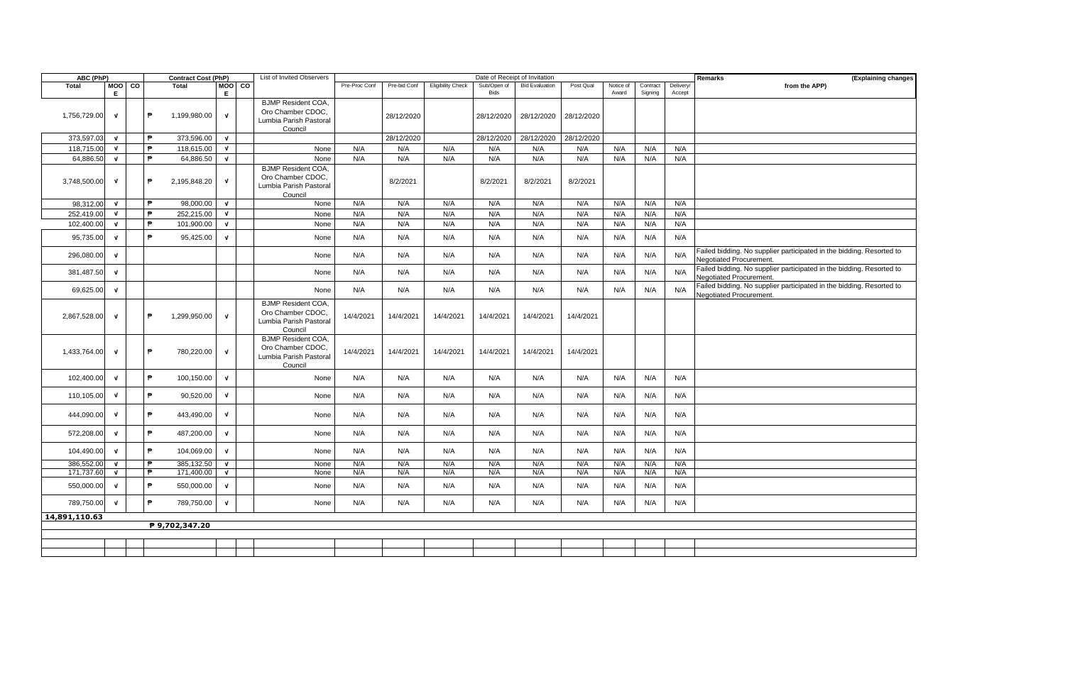| ABC (PhP) | | | Contract Cost (PhP) | | | List of Invited Observers | Date of Receipt of Invitation | | | | | | | | | Remarks (Explaining changes from the APP) |
|---|---|---|---|---|---|---|---|---|---|---|---|---|---|---|---|---|
| Total | MOOE | CO | Total | MOOE | CO | | Pre-Proc Conf | Pre-bid Conf | Eligibility Check | Sub/Open of Bids | Bid Evaluation | Post Qual | Notice of Award | Contract Signing | Delivery/ Accept | |
| 1,756,729.00 | √ | | ₱ 1,199,980.00 | √ | | BJMP Resident COA, Oro Chamber CDOC, Lumbia Parish Pastoral Council | | 28/12/2020 | | 28/12/2020 | 28/12/2020 | 28/12/2020 | | | | |
| 373,597.03 | √ | | ₱ 373,596.00 | √ | | | | 28/12/2020 | | 28/12/2020 | 28/12/2020 | 28/12/2020 | | | | |
| 118,715.00 | √ | | ₱ 118,615.00 | √ | | None | N/A | N/A | N/A | N/A | N/A | N/A | N/A | N/A | N/A | |
| 64,886.50 | √ | | ₱ 64,886.50 | √ | | None | N/A | N/A | N/A | N/A | N/A | N/A | N/A | N/A | N/A | |
| 3,748,500.00 | √ | | ₱ 2,195,848.20 | √ | | BJMP Resident COA, Oro Chamber CDOC, Lumbia Parish Pastoral Council | | 8/2/2021 | | 8/2/2021 | 8/2/2021 | 8/2/2021 | | | | |
| 98,312.00 | √ | | ₱ 98,000.00 | √ | | None | N/A | N/A | N/A | N/A | N/A | N/A | N/A | N/A | N/A | |
| 252,419.00 | √ | | ₱ 252,215.00 | √ | | None | N/A | N/A | N/A | N/A | N/A | N/A | N/A | N/A | N/A | |
| 102,400.00 | √ | | ₱ 101,900.00 | √ | | None | N/A | N/A | N/A | N/A | N/A | N/A | N/A | N/A | N/A | |
| 95,735.00 | √ | | ₱ 95,425.00 | √ | | None | N/A | N/A | N/A | N/A | N/A | N/A | N/A | N/A | N/A | |
| 296,080.00 | √ | | | | | None | N/A | N/A | N/A | N/A | N/A | N/A | N/A | N/A | N/A | Failed bidding. No supplier participated in the bidding. Resorted to Negotiated Procurement. |
| 381,487.50 | √ | | | | | None | N/A | N/A | N/A | N/A | N/A | N/A | N/A | N/A | N/A | Failed bidding. No supplier participated in the bidding. Resorted to Negotiated Procurement. |
| 69,625.00 | √ | | | | | None | N/A | N/A | N/A | N/A | N/A | N/A | N/A | N/A | N/A | Failed bidding. No supplier participated in the bidding. Resorted to Negotiated Procurement. |
| 2,867,528.00 | √ | | ₱ 1,299,950.00 | √ | | BJMP Resident COA, Oro Chamber CDOC, Lumbia Parish Pastoral Council | 14/4/2021 | 14/4/2021 | 14/4/2021 | 14/4/2021 | 14/4/2021 | 14/4/2021 | | | | |
| 1,433,764.00 | √ | | ₱ 780,220.00 | √ | | BJMP Resident COA, Oro Chamber CDOC, Lumbia Parish Pastoral Council | 14/4/2021 | 14/4/2021 | 14/4/2021 | 14/4/2021 | 14/4/2021 | 14/4/2021 | | | | |
| 102,400.00 | √ | | ₱ 100,150.00 | √ | | None | N/A | N/A | N/A | N/A | N/A | N/A | N/A | N/A | N/A | |
| 110,105.00 | √ | | ₱ 90,520.00 | √ | | None | N/A | N/A | N/A | N/A | N/A | N/A | N/A | N/A | N/A | |
| 444,090.00 | √ | | ₱ 443,490.00 | √ | | None | N/A | N/A | N/A | N/A | N/A | N/A | N/A | N/A | N/A | |
| 572,208.00 | √ | | ₱ 487,200.00 | √ | | None | N/A | N/A | N/A | N/A | N/A | N/A | N/A | N/A | N/A | |
| 104,490.00 | √ | | ₱ 104,069.00 | √ | | None | N/A | N/A | N/A | N/A | N/A | N/A | N/A | N/A | N/A | |
| 386,552.00 | √ | | ₱ 385,132.50 | √ | | None | N/A | N/A | N/A | N/A | N/A | N/A | N/A | N/A | N/A | |
| 171,737.60 | √ | | ₱ 171,400.00 | √ | | None | N/A | N/A | N/A | N/A | N/A | N/A | N/A | N/A | N/A | |
| 550,000.00 | √ | | ₱ 550,000.00 | √ | | None | N/A | N/A | N/A | N/A | N/A | N/A | N/A | N/A | N/A | |
| 789,750.00 | √ | | ₱ 789,750.00 | √ | | None | N/A | N/A | N/A | N/A | N/A | N/A | N/A | N/A | N/A | |
| **14,891,110.63** | | | | | | | | | | | | | | | | |
| | | | **₱ 9,702,347.20** | | | | | | | | | | | | | |